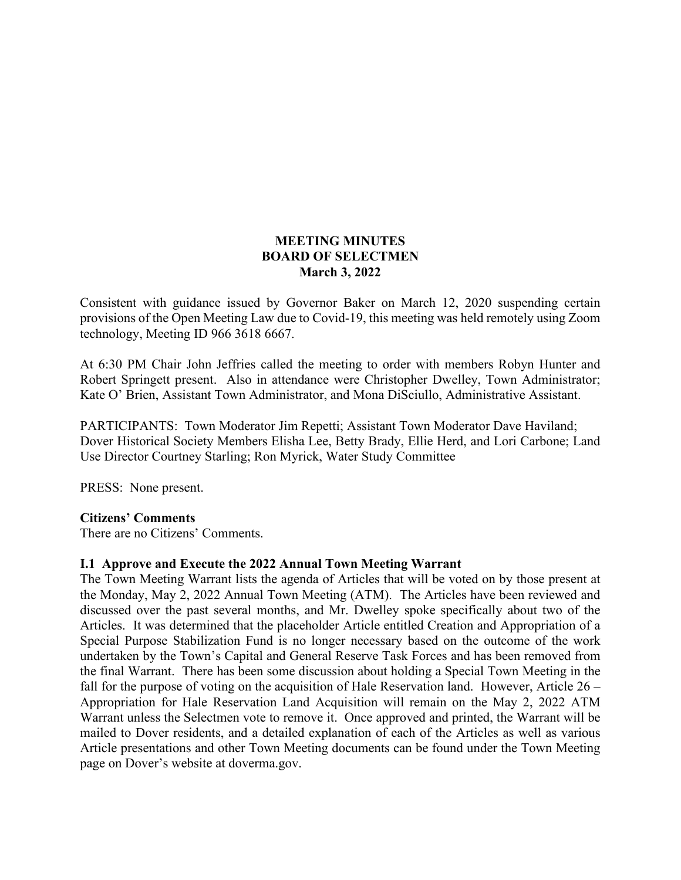# MEETING MINUTES
## BOARD OF SELECTMEN
### March 3, 2022

Consistent with guidance issued by Governor Baker on March 12, 2020 suspending certain provisions of the Open Meeting Law due to Covid-19, this meeting was held remotely using Zoom technology, Meeting ID 966 3618 6667.

At 6:30 PM Chair John Jeffries called the meeting to order with members Robyn Hunter and Robert Springett present. Also in attendance were Christopher Dwelley, Town Administrator; Kate O' Brien, Assistant Town Administrator, and Mona DiSciullo, Administrative Assistant.

PARTICIPANTS: Town Moderator Jim Repetti; Assistant Town Moderator Dave Haviland; Dover Historical Society Members Elisha Lee, Betty Brady, Ellie Herd, and Lori Carbone; Land Use Director Courtney Starling; Ron Myrick, Water Study Committee

PRESS: None present.

**Citizens' Comments**
There are no Citizens' Comments.

**I.1 Approve and Execute the 2022 Annual Town Meeting Warrant**
The Town Meeting Warrant lists the agenda of Articles that will be voted on by those present at the Monday, May 2, 2022 Annual Town Meeting (ATM). The Articles have been reviewed and discussed over the past several months, and Mr. Dwelley spoke specifically about two of the Articles. It was determined that the placeholder Article entitled Creation and Appropriation of a Special Purpose Stabilization Fund is no longer necessary based on the outcome of the work undertaken by the Town's Capital and General Reserve Task Forces and has been removed from the final Warrant. There has been some discussion about holding a Special Town Meeting in the fall for the purpose of voting on the acquisition of Hale Reservation land. However, Article 26 – Appropriation for Hale Reservation Land Acquisition will remain on the May 2, 2022 ATM Warrant unless the Selectmen vote to remove it. Once approved and printed, the Warrant will be mailed to Dover residents, and a detailed explanation of each of the Articles as well as various Article presentations and other Town Meeting documents can be found under the Town Meeting page on Dover's website at doverma.gov.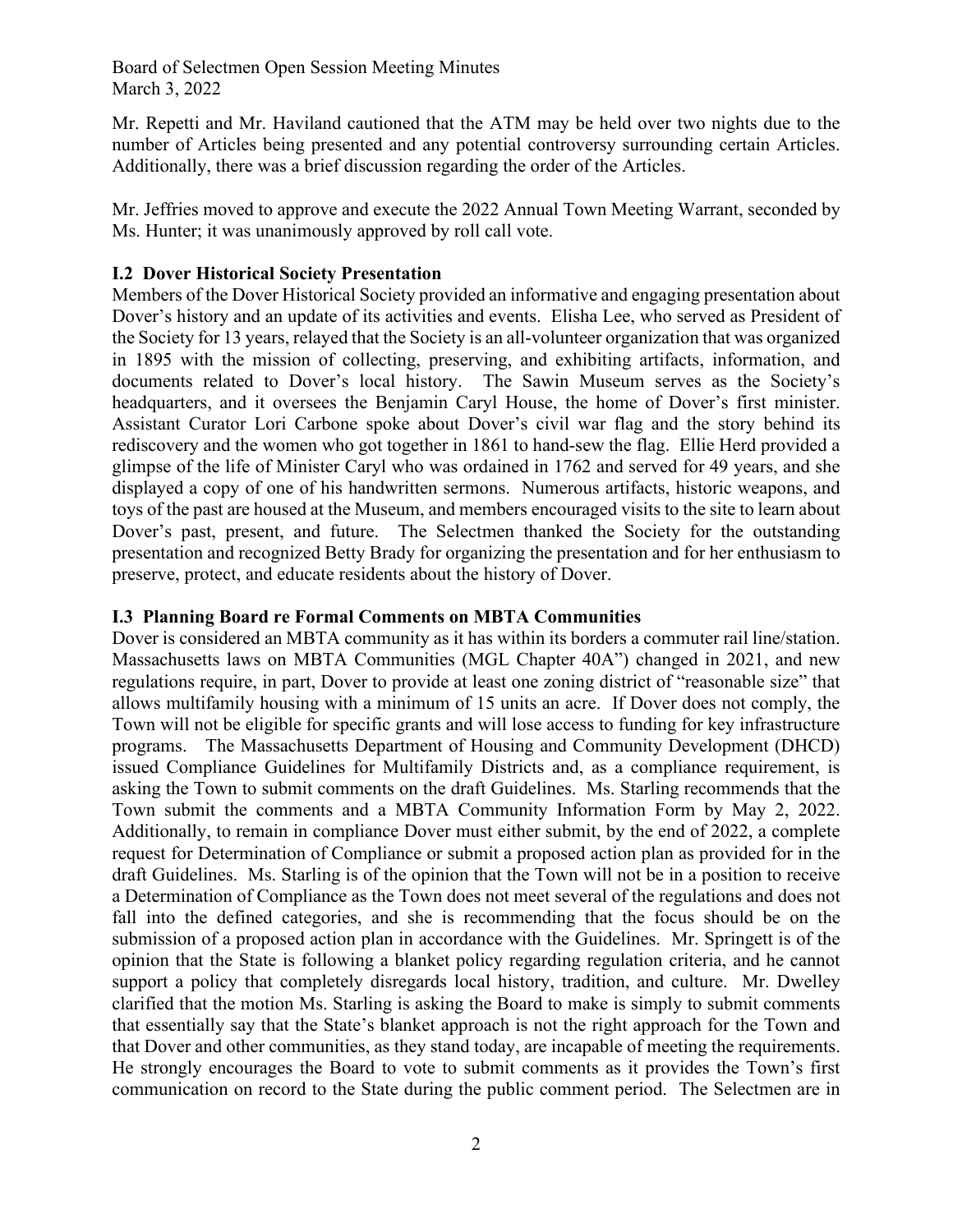Mr. Repetti and Mr. Haviland cautioned that the ATM may be held over two nights due to the number of Articles being presented and any potential controversy surrounding certain Articles. Additionally, there was a brief discussion regarding the order of the Articles.

Mr. Jeffries moved to approve and execute the 2022 Annual Town Meeting Warrant, seconded by Ms. Hunter; it was unanimously approved by roll call vote.

**I.2 Dover Historical Society Presentation**

Members of the Dover Historical Society provided an informative and engaging presentation about Dover's history and an update of its activities and events. Elisha Lee, who served as President of the Society for 13 years, relayed that the Society is an all-volunteer organization that was organized in 1895 with the mission of collecting, preserving, and exhibiting artifacts, information, and documents related to Dover's local history. The Sawin Museum serves as the Society's headquarters, and it oversees the Benjamin Caryl House, the home of Dover's first minister. Assistant Curator Lori Carbone spoke about Dover's civil war flag and the story behind its rediscovery and the women who got together in 1861 to hand-sew the flag. Ellie Herd provided a glimpse of the life of Minister Caryl who was ordained in 1762 and served for 49 years, and she displayed a copy of one of his handwritten sermons. Numerous artifacts, historic weapons, and toys of the past are housed at the Museum, and members encouraged visits to the site to learn about Dover's past, present, and future. The Selectmen thanked the Society for the outstanding presentation and recognized Betty Brady for organizing the presentation and for her enthusiasm to preserve, protect, and educate residents about the history of Dover.

**I.3 Planning Board re Formal Comments on MBTA Communities**

Dover is considered an MBTA community as it has within its borders a commuter rail line/station. Massachusetts laws on MBTA Communities (MGL Chapter 40A") changed in 2021, and new regulations require, in part, Dover to provide at least one zoning district of "reasonable size" that allows multifamily housing with a minimum of 15 units an acre. If Dover does not comply, the Town will not be eligible for specific grants and will lose access to funding for key infrastructure programs. The Massachusetts Department of Housing and Community Development (DHCD) issued Compliance Guidelines for Multifamily Districts and, as a compliance requirement, is asking the Town to submit comments on the draft Guidelines. Ms. Starling recommends that the Town submit the comments and a MBTA Community Information Form by May 2, 2022. Additionally, to remain in compliance Dover must either submit, by the end of 2022, a complete request for Determination of Compliance or submit a proposed action plan as provided for in the draft Guidelines. Ms. Starling is of the opinion that the Town will not be in a position to receive a Determination of Compliance as the Town does not meet several of the regulations and does not fall into the defined categories, and she is recommending that the focus should be on the submission of a proposed action plan in accordance with the Guidelines. Mr. Springett is of the opinion that the State is following a blanket policy regarding regulation criteria, and he cannot support a policy that completely disregards local history, tradition, and culture. Mr. Dwelley clarified that the motion Ms. Starling is asking the Board to make is simply to submit comments that essentially say that the State's blanket approach is not the right approach for the Town and that Dover and other communities, as they stand today, are incapable of meeting the requirements. He strongly encourages the Board to vote to submit comments as it provides the Town's first communication on record to the State during the public comment period. The Selectmen are in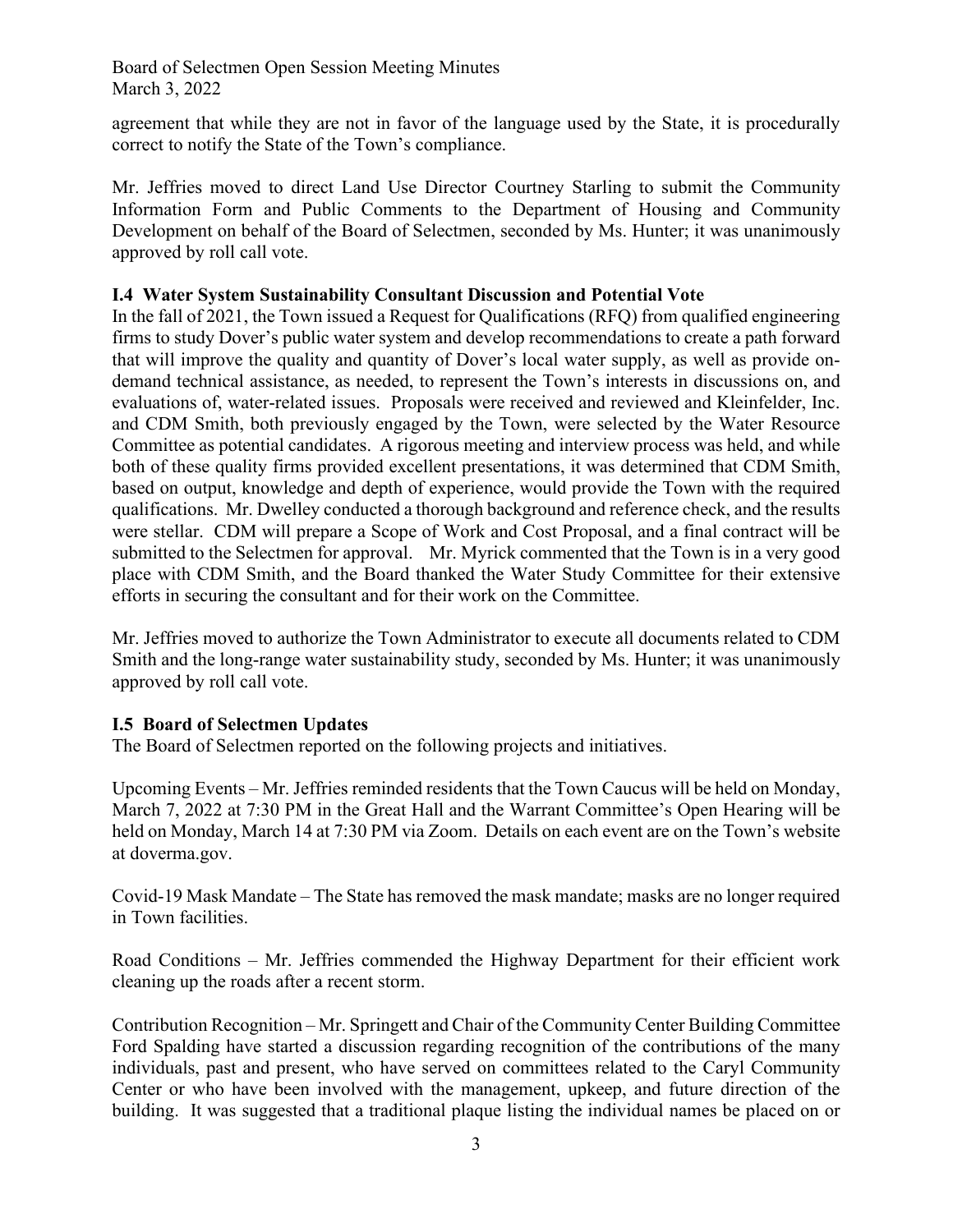agreement that while they are not in favor of the language used by the State, it is procedurally correct to notify the State of the Town's compliance.

Mr. Jeffries moved to direct Land Use Director Courtney Starling to submit the Community Information Form and Public Comments to the Department of Housing and Community Development on behalf of the Board of Selectmen, seconded by Ms. Hunter; it was unanimously approved by roll call vote.

**I.4 Water System Sustainability Consultant Discussion and Potential Vote**

In the fall of 2021, the Town issued a Request for Qualifications (RFQ) from qualified engineering firms to study Dover's public water system and develop recommendations to create a path forward that will improve the quality and quantity of Dover's local water supply, as well as provide on-demand technical assistance, as needed, to represent the Town's interests in discussions on, and evaluations of, water-related issues. Proposals were received and reviewed and Kleinfelder, Inc. and CDM Smith, both previously engaged by the Town, were selected by the Water Resource Committee as potential candidates. A rigorous meeting and interview process was held, and while both of these quality firms provided excellent presentations, it was determined that CDM Smith, based on output, knowledge and depth of experience, would provide the Town with the required qualifications. Mr. Dwelley conducted a thorough background and reference check, and the results were stellar. CDM will prepare a Scope of Work and Cost Proposal, and a final contract will be submitted to the Selectmen for approval. Mr. Myrick commented that the Town is in a very good place with CDM Smith, and the Board thanked the Water Study Committee for their extensive efforts in securing the consultant and for their work on the Committee.

Mr. Jeffries moved to authorize the Town Administrator to execute all documents related to CDM Smith and the long-range water sustainability study, seconded by Ms. Hunter; it was unanimously approved by roll call vote.

**I.5 Board of Selectmen Updates**

The Board of Selectmen reported on the following projects and initiatives.

Upcoming Events – Mr. Jeffries reminded residents that the Town Caucus will be held on Monday, March 7, 2022 at 7:30 PM in the Great Hall and the Warrant Committee's Open Hearing will be held on Monday, March 14 at 7:30 PM via Zoom. Details on each event are on the Town's website at doverma.gov.

Covid-19 Mask Mandate – The State has removed the mask mandate; masks are no longer required in Town facilities.

Road Conditions – Mr. Jeffries commended the Highway Department for their efficient work cleaning up the roads after a recent storm.

Contribution Recognition – Mr. Springett and Chair of the Community Center Building Committee Ford Spalding have started a discussion regarding recognition of the contributions of the many individuals, past and present, who have served on committees related to the Caryl Community Center or who have been involved with the management, upkeep, and future direction of the building. It was suggested that a traditional plaque listing the individual names be placed on or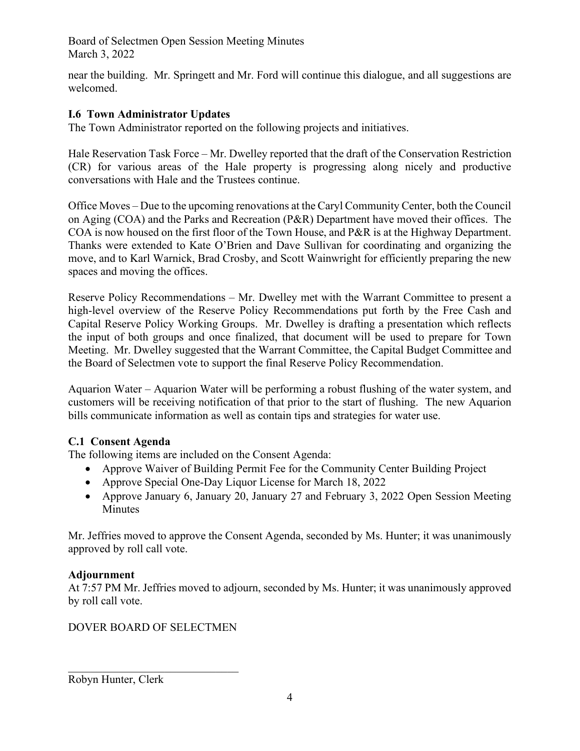near the building. Mr. Springett and Mr. Ford will continue this dialogue, and all suggestions are welcomed.

### I.6 Town Administrator Updates

The Town Administrator reported on the following projects and initiatives.

Hale Reservation Task Force – Mr. Dwelley reported that the draft of the Conservation Restriction (CR) for various areas of the Hale property is progressing along nicely and productive conversations with Hale and the Trustees continue.

Office Moves – Due to the upcoming renovations at the Caryl Community Center, both the Council on Aging (COA) and the Parks and Recreation (P&R) Department have moved their offices. The COA is now housed on the first floor of the Town House, and P&R is at the Highway Department. Thanks were extended to Kate O'Brien and Dave Sullivan for coordinating and organizing the move, and to Karl Warnick, Brad Crosby, and Scott Wainwright for efficiently preparing the new spaces and moving the offices.

Reserve Policy Recommendations – Mr. Dwelley met with the Warrant Committee to present a high-level overview of the Reserve Policy Recommendations put forth by the Free Cash and Capital Reserve Policy Working Groups. Mr. Dwelley is drafting a presentation which reflects the input of both groups and once finalized, that document will be used to prepare for Town Meeting. Mr. Dwelley suggested that the Warrant Committee, the Capital Budget Committee and the Board of Selectmen vote to support the final Reserve Policy Recommendation.

Aquarion Water – Aquarion Water will be performing a robust flushing of the water system, and customers will be receiving notification of that prior to the start of flushing. The new Aquarion bills communicate information as well as contain tips and strategies for water use.

### C.1 Consent Agenda

The following items are included on the Consent Agenda:

- Approve Waiver of Building Permit Fee for the Community Center Building Project
- Approve Special One-Day Liquor License for March 18, 2022
- Approve January 6, January 20, January 27 and February 3, 2022 Open Session Meeting Minutes

Mr. Jeffries moved to approve the Consent Agenda, seconded by Ms. Hunter; it was unanimously approved by roll call vote.

### Adjournment

At 7:57 PM Mr. Jeffries moved to adjourn, seconded by Ms. Hunter; it was unanimously approved by roll call vote.

DOVER BOARD OF SELECTMEN

______________________________

Robyn Hunter, Clerk